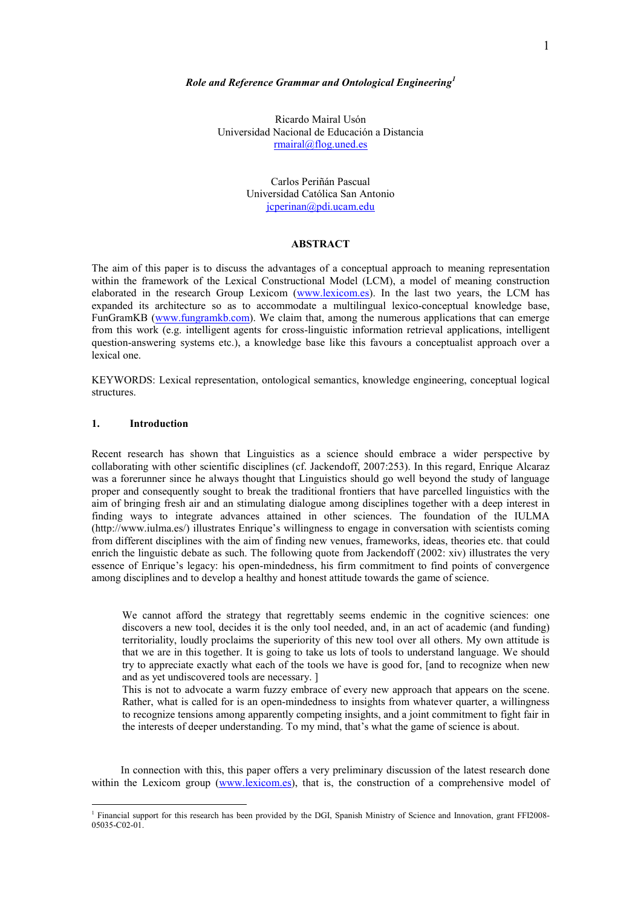# *Role and Reference Grammar and Ontological Engineering*[1]

Ricardo Mairal Usón
Universidad Nacional de Educación a Distancia
rmairal@flog.uned.es

Carlos Periñán Pascual
Universidad Católica San Antonio
jcperinan@pdi.ucam.edu

## ABSTRACT

The aim of this paper is to discuss the advantages of a conceptual approach to meaning representation within the framework of the Lexical Constructional Model (LCM), a model of meaning construction elaborated in the research Group Lexicom (www.lexicom.es). In the last two years, the LCM has expanded its architecture so as to accommodate a multilingual lexico-conceptual knowledge base, FunGramKB (www.fungramkb.com). We claim that, among the numerous applications that can emerge from this work (e.g. intelligent agents for cross-linguistic information retrieval applications, intelligent question-answering systems etc.), a knowledge base like this favours a conceptualist approach over a lexical one.

KEYWORDS: Lexical representation, ontological semantics, knowledge engineering, conceptual logical structures.

## 1. Introduction

Recent research has shown that Linguistics as a science should embrace a wider perspective by collaborating with other scientific disciplines (cf. Jackendoff, 2007:253). In this regard, Enrique Alcaraz was a forerunner since he always thought that Linguistics should go well beyond the study of language proper and consequently sought to break the traditional frontiers that have parcelled linguistics with the aim of bringing fresh air and an stimulating dialogue among disciplines together with a deep interest in finding ways to integrate advances attained in other sciences. The foundation of the IULMA (http://www.iulma.es/) illustrates Enrique's willingness to engage in conversation with scientists coming from different disciplines with the aim of finding new venues, frameworks, ideas, theories etc. that could enrich the linguistic debate as such. The following quote from Jackendoff (2002: xiv) illustrates the very essence of Enrique's legacy: his open-mindedness, his firm commitment to find points of convergence among disciplines and to develop a healthy and honest attitude towards the game of science.

> We cannot afford the strategy that regrettably seems endemic in the cognitive sciences: one discovers a new tool, decides it is the only tool needed, and, in an act of academic (and funding) territoriality, loudly proclaims the superiority of this new tool over all others. My own attitude is that we are in this together. It is going to take us lots of tools to understand language. We should try to appreciate exactly what each of the tools we have is good for, [and to recognize when new and as yet undiscovered tools are necessary. ]
> This is not to advocate a warm fuzzy embrace of every new approach that appears on the scene. Rather, what is called for is an open-mindedness to insights from whatever quarter, a willingness to recognize tensions among apparently competing insights, and a joint commitment to fight fair in the interests of deeper understanding. To my mind, that's what the game of science is about.

In connection with this, this paper offers a very preliminary discussion of the latest research done within the Lexicom group (www.lexicom.es), that is, the construction of a comprehensive model of

[1] Financial support for this research has been provided by the DGI, Spanish Ministry of Science and Innovation, grant FFI2008-05035-C02-01.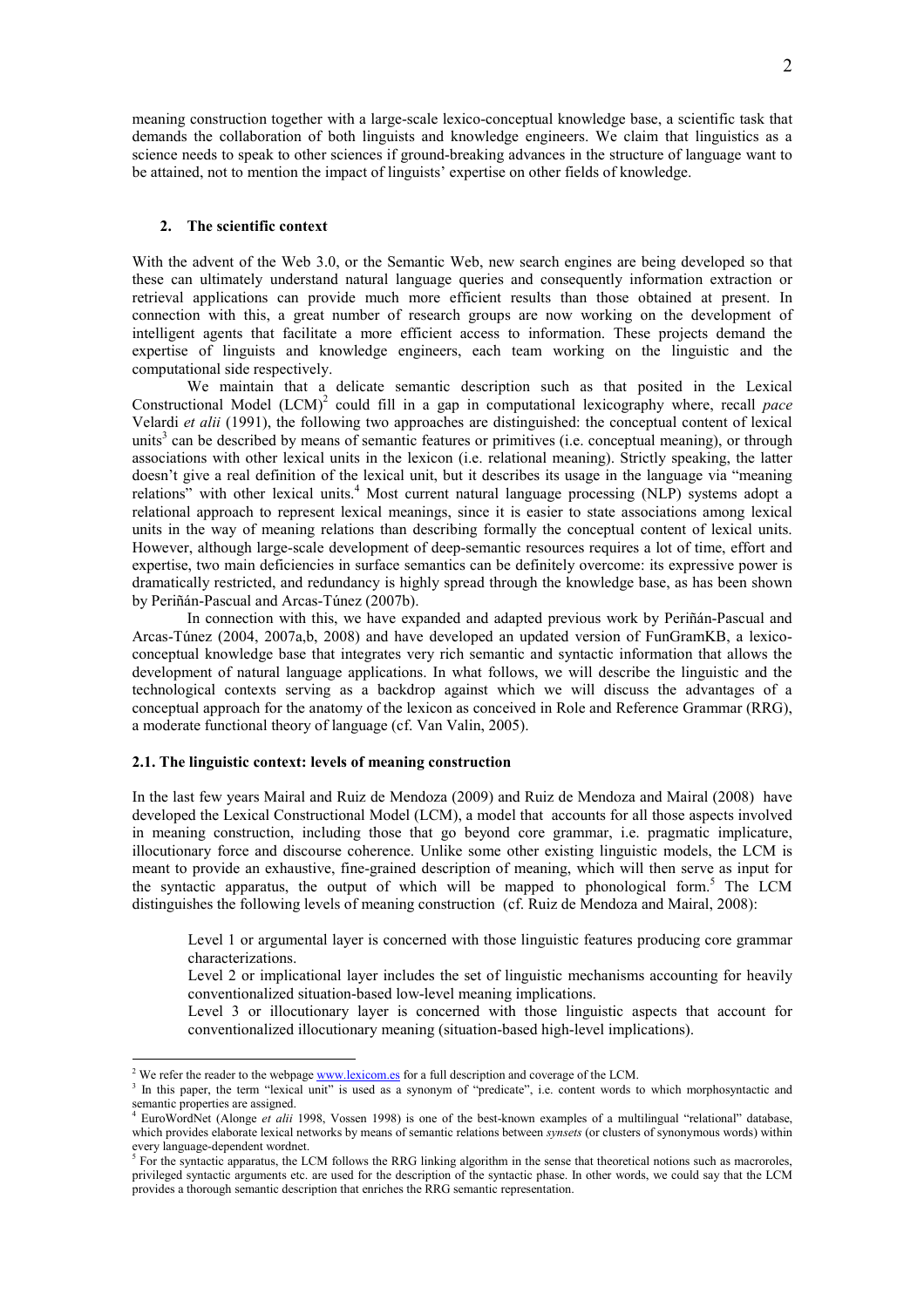meaning construction together with a large-scale lexico-conceptual knowledge base, a scientific task that demands the collaboration of both linguists and knowledge engineers. We claim that linguistics as a science needs to speak to other sciences if ground-breaking advances in the structure of language want to be attained, not to mention the impact of linguists' expertise on other fields of knowledge.

## 2. The scientific context

With the advent of the Web 3.0, or the Semantic Web, new search engines are being developed so that these can ultimately understand natural language queries and consequently information extraction or retrieval applications can provide much more efficient results than those obtained at present. In connection with this, a great number of research groups are now working on the development of intelligent agents that facilitate a more efficient access to information. These projects demand the expertise of linguists and knowledge engineers, each team working on the linguistic and the computational side respectively.

We maintain that a delicate semantic description such as that posited in the Lexical Constructional Model (LCM)[2] could fill in a gap in computational lexicography where, recall *pace* Velardi *et alii* (1991), the following two approaches are distinguished: the conceptual content of lexical units[3] can be described by means of semantic features or primitives (i.e. conceptual meaning), or through associations with other lexical units in the lexicon (i.e. relational meaning). Strictly speaking, the latter doesn't give a real definition of the lexical unit, but it describes its usage in the language via "meaning relations" with other lexical units.[4] Most current natural language processing (NLP) systems adopt a relational approach to represent lexical meanings, since it is easier to state associations among lexical units in the way of meaning relations than describing formally the conceptual content of lexical units. However, although large-scale development of deep-semantic resources requires a lot of time, effort and expertise, two main deficiencies in surface semantics can be definitely overcome: its expressive power is dramatically restricted, and redundancy is highly spread through the knowledge base, as has been shown by Periñán-Pascual and Arcas-Túnez (2007b).

In connection with this, we have expanded and adapted previous work by Periñán-Pascual and Arcas-Túnez (2004, 2007a,b, 2008) and have developed an updated version of FunGramKB, a lexico-conceptual knowledge base that integrates very rich semantic and syntactic information that allows the development of natural language applications. In what follows, we will describe the linguistic and the technological contexts serving as a backdrop against which we will discuss the advantages of a conceptual approach for the anatomy of the lexicon as conceived in Role and Reference Grammar (RRG), a moderate functional theory of language (cf. Van Valin, 2005).

### 2.1. The linguistic context: levels of meaning construction

In the last few years Mairal and Ruiz de Mendoza (2009) and Ruiz de Mendoza and Mairal (2008) have developed the Lexical Constructional Model (LCM), a model that accounts for all those aspects involved in meaning construction, including those that go beyond core grammar, i.e. pragmatic implicature, illocutionary force and discourse coherence. Unlike some other existing linguistic models, the LCM is meant to provide an exhaustive, fine-grained description of meaning, which will then serve as input for the syntactic apparatus, the output of which will be mapped to phonological form.[5] The LCM distinguishes the following levels of meaning construction (cf. Ruiz de Mendoza and Mairal, 2008):

> Level 1 or argumental layer is concerned with those linguistic features producing core grammar characterizations.
>
> Level 2 or implicational layer includes the set of linguistic mechanisms accounting for heavily conventionalized situation-based low-level meaning implications.
>
> Level 3 or illocutionary layer is concerned with those linguistic aspects that account for conventionalized illocutionary meaning (situation-based high-level implications).

---

[2] We refer the reader to the webpage www.lexicom.es for a full description and coverage of the LCM.

[3] In this paper, the term "lexical unit" is used as a synonym of "predicate", i.e. content words to which morphosyntactic and semantic properties are assigned.

[4] EuroWordNet (Alonge *et alii* 1998, Vossen 1998) is one of the best-known examples of a multilingual "relational" database, which provides elaborate lexical networks by means of semantic relations between *synsets* (or clusters of synonymous words) within every language-dependent wordnet.

[5] For the syntactic apparatus, the LCM follows the RRG linking algorithm in the sense that theoretical notions such as macroroles, privileged syntactic arguments etc. are used for the description of the syntactic phase. In other words, we could say that the LCM provides a thorough semantic description that enriches the RRG semantic representation.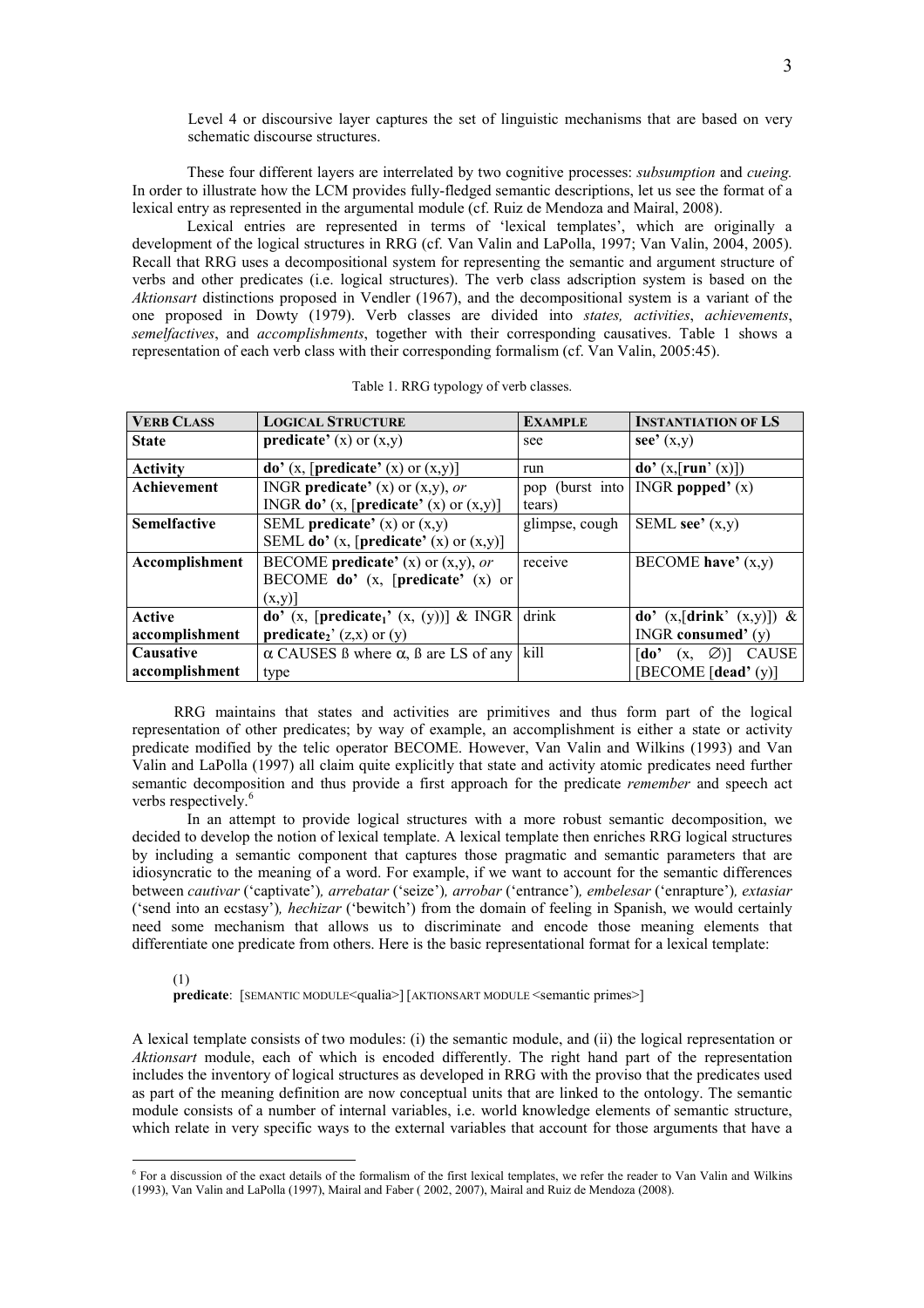Level 4 or discoursive layer captures the set of linguistic mechanisms that are based on very schematic discourse structures.

These four different layers are interrelated by two cognitive processes: *subsumption* and *cueing.* In order to illustrate how the LCM provides fully-fledged semantic descriptions, let us see the format of a lexical entry as represented in the argumental module (cf. Ruiz de Mendoza and Mairal, 2008).

Lexical entries are represented in terms of 'lexical templates', which are originally a development of the logical structures in RRG (cf. Van Valin and LaPolla, 1997; Van Valin, 2004, 2005). Recall that RRG uses a decompositional system for representing the semantic and argument structure of verbs and other predicates (i.e. logical structures). The verb class adscription system is based on the *Aktionsart* distinctions proposed in Vendler (1967), and the decompositional system is a variant of the one proposed in Dowty (1979). Verb classes are divided into *states, activities*, *achievements*, *semelfactives*, and *accomplishments*, together with their corresponding causatives. Table 1 shows a representation of each verb class with their corresponding formalism (cf. Van Valin, 2005:45).

Table 1. RRG typology of verb classes.

| **VERB CLASS** | **LOGICAL STRUCTURE** | **EXAMPLE** | **INSTANTIATION OF LS** |
|---|---|---|---|
| **State** | **predicate'** (x) or (x,y) | see | **see'** (x,y) |
| **Activity** | **do'** (x, [**predicate'** (x) or (x,y)] | run | **do'** (x,[**run**' (x)]) |
| **Achievement** | INGR **predicate'** (x) or (x,y), *or* INGR **do'** (x, [**predicate'** (x) or (x,y)] | pop (burst into tears) | INGR **popped'** (x) |
| **Semelfactive** | SEML **predicate'** (x) or (x,y) SEML **do'** (x, [**predicate'** (x) or (x,y)] | glimpse, cough | SEML **see'** (x,y) |
| **Accomplishment** | BECOME **predicate'** (x) or (x,y), *or* BECOME **do'** (x, [**predicate'** (x) or (x,y)] | receive | BECOME **have'** (x,y) |
| **Active accomplishment** | **do'** (x, [**predicate$_1$'** (x, (y))] & INGR **predicate$_2$**' (z,x) or (y) | drink | **do'** (x,[**drink**' (x,y)]) & INGR **consumed'** (y) |
| **Causative accomplishment** | α CAUSES β where α, β are LS of any type | kill | [**do'** (x, ∅)] CAUSE [BECOME [**dead'** (y)] |

RRG maintains that states and activities are primitives and thus form part of the logical representation of other predicates; by way of example, an accomplishment is either a state or activity predicate modified by the telic operator BECOME. However, Van Valin and Wilkins (1993) and Van Valin and LaPolla (1997) all claim quite explicitly that state and activity atomic predicates need further semantic decomposition and thus provide a first approach for the predicate *remember* and speech act verbs respectively.[6]

In an attempt to provide logical structures with a more robust semantic decomposition, we decided to develop the notion of lexical template. A lexical template then enriches RRG logical structures by including a semantic component that captures those pragmatic and semantic parameters that are idiosyncratic to the meaning of a word. For example, if we want to account for the semantic differences between *cautivar* ('captivate')*, arrebatar* ('seize')*, arrobar* ('entrance')*, embelesar* ('enrapture')*, extasiar* ('send into an ecstasy')*, hechizar* ('bewitch') from the domain of feeling in Spanish, we would certainly need some mechanism that allows us to discriminate and encode those meaning elements that differentiate one predicate from others. Here is the basic representational format for a lexical template:

(1)
**predicate**: [SEMANTIC MODULE<qualia>] [AKTIONSART MODULE <semantic primes>]

A lexical template consists of two modules: (i) the semantic module, and (ii) the logical representation or *Aktionsart* module, each of which is encoded differently. The right hand part of the representation includes the inventory of logical structures as developed in RRG with the proviso that the predicates used as part of the meaning definition are now conceptual units that are linked to the ontology. The semantic module consists of a number of internal variables, i.e. world knowledge elements of semantic structure, which relate in very specific ways to the external variables that account for those arguments that have a

[6] For a discussion of the exact details of the formalism of the first lexical templates, we refer the reader to Van Valin and Wilkins (1993), Van Valin and LaPolla (1997), Mairal and Faber ( 2002, 2007), Mairal and Ruiz de Mendoza (2008).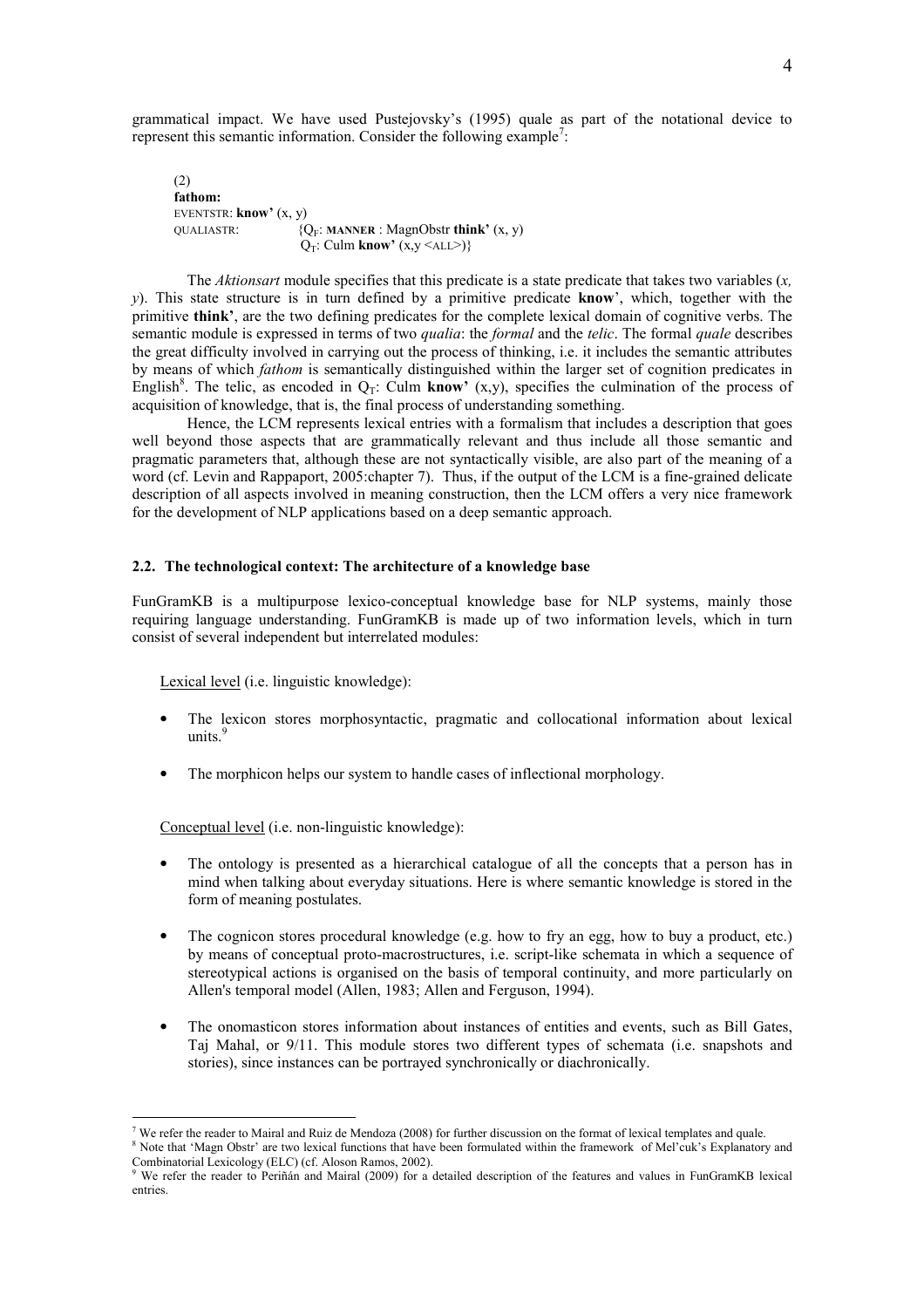grammatical impact. We have used Pustejovsky's (1995) quale as part of the notational device to represent this semantic information. Consider the following example[7]:

(2)
**fathom:**
EVENTSTR: **know'** (x, y)
QUALIASTR: {$Q_F$: **MANNER** : MagnObstr **think'** (x, y)
$Q_T$: Culm **know'** (x,y <ALL>)}

The *Aktionsart* module specifies that this predicate is a state predicate that takes two variables (*x, y*). This state structure is in turn defined by a primitive predicate **know**', which, together with the primitive **think'**, are the two defining predicates for the complete lexical domain of cognitive verbs. The semantic module is expressed in terms of two *qualia*: the *formal* and the *telic*. The formal *quale* describes the great difficulty involved in carrying out the process of thinking, i.e. it includes the semantic attributes by means of which *fathom* is semantically distinguished within the larger set of cognition predicates in English[8]. The telic, as encoded in $Q_T$: Culm **know'** (x,y), specifies the culmination of the process of acquisition of knowledge, that is, the final process of understanding something.

Hence, the LCM represents lexical entries with a formalism that includes a description that goes well beyond those aspects that are grammatically relevant and thus include all those semantic and pragmatic parameters that, although these are not syntactically visible, are also part of the meaning of a word (cf. Levin and Rappaport, 2005:chapter 7). Thus, if the output of the LCM is a fine-grained delicate description of all aspects involved in meaning construction, then the LCM offers a very nice framework for the development of NLP applications based on a deep semantic approach.

### 2.2. The technological context: The architecture of a knowledge base

FunGramKB is a multipurpose lexico-conceptual knowledge base for NLP systems, mainly those requiring language understanding. FunGramKB is made up of two information levels, which in turn consist of several independent but interrelated modules:

Lexical level (i.e. linguistic knowledge):

- The lexicon stores morphosyntactic, pragmatic and collocational information about lexical units.[9]
- The morphicon helps our system to handle cases of inflectional morphology.

Conceptual level (i.e. non-linguistic knowledge):

- The ontology is presented as a hierarchical catalogue of all the concepts that a person has in mind when talking about everyday situations. Here is where semantic knowledge is stored in the form of meaning postulates.
- The cognicon stores procedural knowledge (e.g. how to fry an egg, how to buy a product, etc.) by means of conceptual proto-macrostructures, i.e. script-like schemata in which a sequence of stereotypical actions is organised on the basis of temporal continuity, and more particularly on Allen's temporal model (Allen, 1983; Allen and Ferguson, 1994).
- The onomasticon stores information about instances of entities and events, such as Bill Gates, Taj Mahal, or 9/11. This module stores two different types of schemata (i.e. snapshots and stories), since instances can be portrayed synchronically or diachronically.

---

[7] We refer the reader to Mairal and Ruiz de Mendoza (2008) for further discussion on the format of lexical templates and quale.
[8] Note that 'Magn Obstr' are two lexical functions that have been formulated within the framework of Mel'cuk's Explanatory and Combinatorial Lexicology (ELC) (cf. Aloson Ramos, 2002).
[9] We refer the reader to Periñán and Mairal (2009) for a detailed description of the features and values in FunGramKB lexical entries.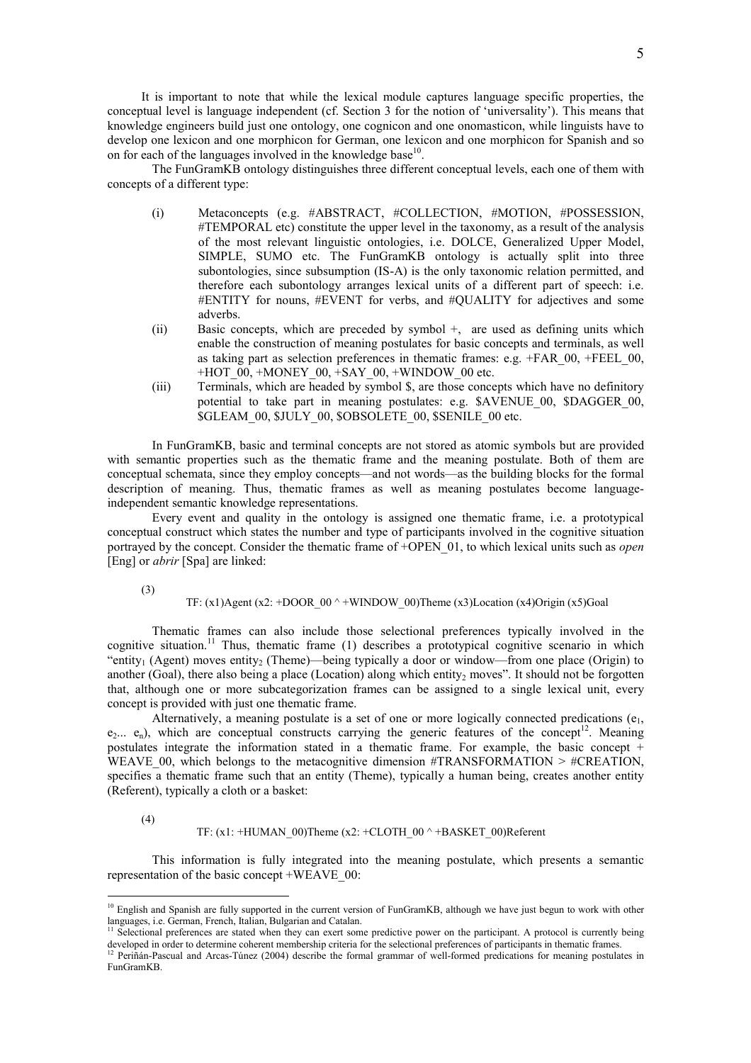It is important to note that while the lexical module captures language specific properties, the conceptual level is language independent (cf. Section 3 for the notion of 'universality'). This means that knowledge engineers build just one ontology, one cognicon and one onomasticon, while linguists have to develop one lexicon and one morphicon for German, one lexicon and one morphicon for Spanish and so on for each of the languages involved in the knowledge base[10].

The FunGramKB ontology distinguishes three different conceptual levels, each one of them with concepts of a different type:

(i) Metaconcepts (e.g. #ABSTRACT, #COLLECTION, #MOTION, #POSSESSION, #TEMPORAL etc) constitute the upper level in the taxonomy, as a result of the analysis of the most relevant linguistic ontologies, i.e. DOLCE, Generalized Upper Model, SIMPLE, SUMO etc. The FunGramKB ontology is actually split into three subontologies, since subsumption (IS-A) is the only taxonomic relation permitted, and therefore each subontology arranges lexical units of a different part of speech: i.e. #ENTITY for nouns, #EVENT for verbs, and #QUALITY for adjectives and some adverbs.

(ii) Basic concepts, which are preceded by symbol +, are used as defining units which enable the construction of meaning postulates for basic concepts and terminals, as well as taking part as selection preferences in thematic frames: e.g. +FAR_00, +FEEL_00, +HOT_00, +MONEY_00, +SAY_00, +WINDOW_00 etc.

(iii) Terminals, which are headed by symbol $, are those concepts which have no definitory potential to take part in meaning postulates: e.g. $AVENUE_00, $DAGGER_00, $GLEAM_00, $JULY_00, $OBSOLETE_00, $SENILE_00 etc.

In FunGramKB, basic and terminal concepts are not stored as atomic symbols but are provided with semantic properties such as the thematic frame and the meaning postulate. Both of them are conceptual schemata, since they employ concepts—and not words—as the building blocks for the formal description of meaning. Thus, thematic frames as well as meaning postulates become language-independent semantic knowledge representations.

Every event and quality in the ontology is assigned one thematic frame, i.e. a prototypical conceptual construct which states the number and type of participants involved in the cognitive situation portrayed by the concept. Consider the thematic frame of +OPEN_01, to which lexical units such as *open* [Eng] or *abrir* [Spa] are linked:

(3)

TF: (x1)Agent (x2: +DOOR_00 ^ +WINDOW_00)Theme (x3)Location (x4)Origin (x5)Goal

Thematic frames can also include those selectional preferences typically involved in the cognitive situation.[11] Thus, thematic frame (1) describes a prototypical cognitive scenario in which "entity$_1$ (Agent) moves entity$_2$ (Theme)—being typically a door or window—from one place (Origin) to another (Goal), there also being a place (Location) along which entity$_2$ moves". It should not be forgotten that, although one or more subcategorization frames can be assigned to a single lexical unit, every concept is provided with just one thematic frame.

Alternatively, a meaning postulate is a set of one or more logically connected predications ($e_1$, $e_2$... $e_n$), which are conceptual constructs carrying the generic features of the concept[12]. Meaning postulates integrate the information stated in a thematic frame. For example, the basic concept + WEAVE_00, which belongs to the metacognitive dimension #TRANSFORMATION > #CREATION, specifies a thematic frame such that an entity (Theme), typically a human being, creates another entity (Referent), typically a cloth or a basket:

(4)

TF: (x1: +HUMAN_00)Theme (x2: +CLOTH_00 ^ +BASKET_00)Referent

This information is fully integrated into the meaning postulate, which presents a semantic representation of the basic concept +WEAVE_00:

---

[10] English and Spanish are fully supported in the current version of FunGramKB, although we have just begun to work with other languages, i.e. German, French, Italian, Bulgarian and Catalan.

[11] Selectional preferences are stated when they can exert some predictive power on the participant. A protocol is currently being developed in order to determine coherent membership criteria for the selectional preferences of participants in thematic frames.

[12] Periñán-Pascual and Arcas-Túnez (2004) describe the formal grammar of well-formed predications for meaning postulates in FunGramKB.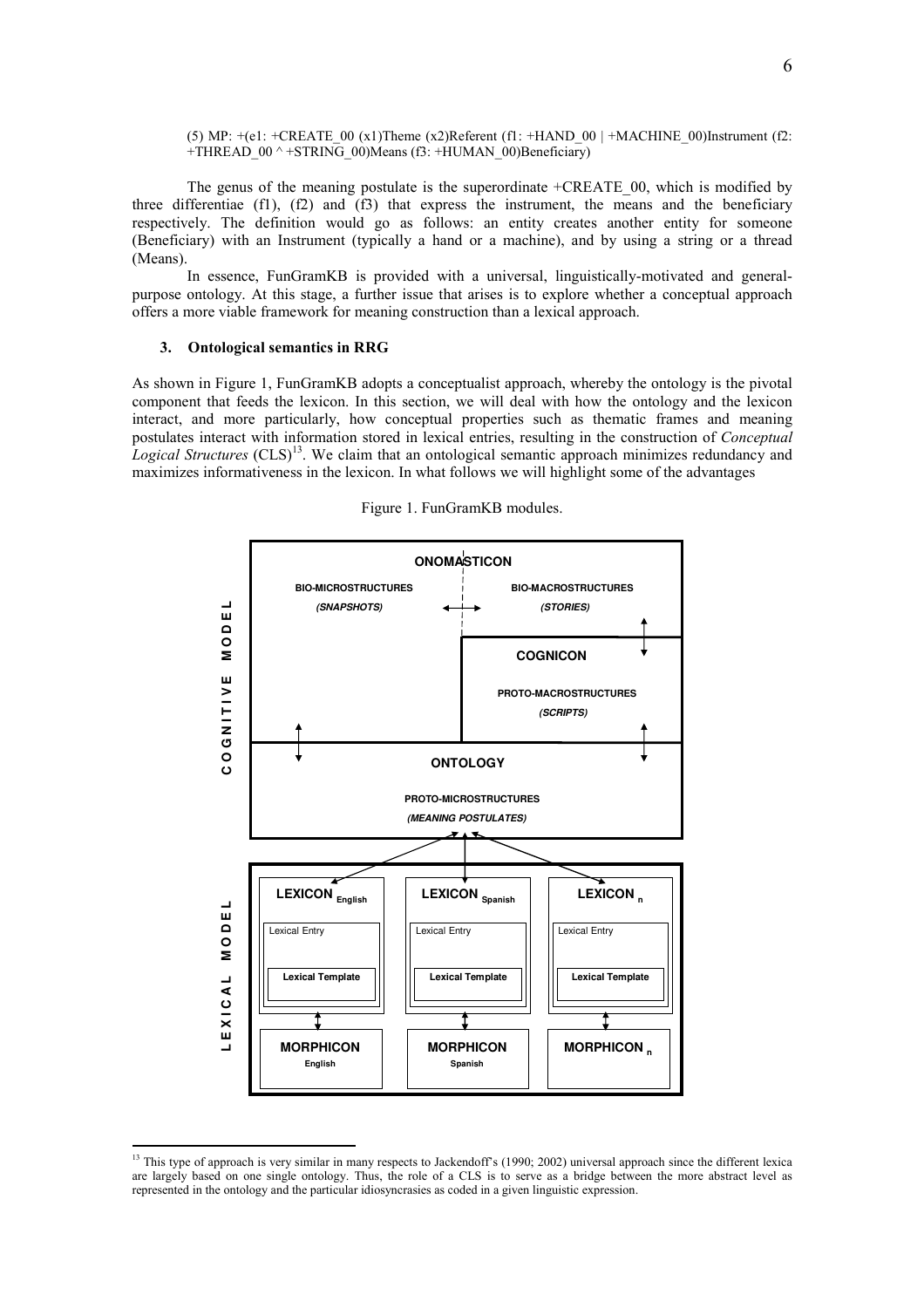(5) MP: +(e1: +CREATE_00 (x1)Theme (x2)Referent (f1: +HAND_00 | +MACHINE_00)Instrument (f2: +THREAD_00 ^ +STRING_00)Means (f3: +HUMAN_00)Beneficiary)

The genus of the meaning postulate is the superordinate +CREATE_00, which is modified by three differentiae (f1), (f2) and (f3) that express the instrument, the means and the beneficiary respectively. The definition would go as follows: an entity creates another entity for someone (Beneficiary) with an Instrument (typically a hand or a machine), and by using a string or a thread (Means).

In essence, FunGramKB is provided with a universal, linguistically-motivated and general-purpose ontology. At this stage, a further issue that arises is to explore whether a conceptual approach offers a more viable framework for meaning construction than a lexical approach.

## 3. Ontological semantics in RRG

As shown in Figure 1, FunGramKB adopts a conceptualist approach, whereby the ontology is the pivotal component that feeds the lexicon. In this section, we will deal with how the ontology and the lexicon interact, and more particularly, how conceptual properties such as thematic frames and meaning postulates interact with information stored in lexical entries, resulting in the construction of *Conceptual Logical Structures* (CLS)[13]. We claim that an ontological semantic approach minimizes redundancy and maximizes informativeness in the lexicon. In what follows we will highlight some of the advantages

Figure 1. FunGramKB modules.

COGNITIVE MODEL

ONOMASTICON

BIO-MICROSTRUCTURES *(SNAPSHOTS)*

BIO-MACROSTRUCTURES *(STORIES)*

COGNICON

PROTO-MACROSTRUCTURES *(SCRIPTS)*

ONTOLOGY

PROTO-MICROSTRUCTURES *(MEANING POSTULATES)*

LEXICAL MODEL

LEXICON $_{English}$ — Lexical Entry — Lexical Template — MORPHICON English

LEXICON $_{Spanish}$ — Lexical Entry — Lexical Template — MORPHICON Spanish

LEXICON $_{n}$ — Lexical Entry — Lexical Template — MORPHICON $_{n}$

---

[13] This type of approach is very similar in many respects to Jackendoff's (1990; 2002) universal approach since the different lexica are largely based on one single ontology. Thus, the role of a CLS is to serve as a bridge between the more abstract level as represented in the ontology and the particular idiosyncrasies as coded in a given linguistic expression.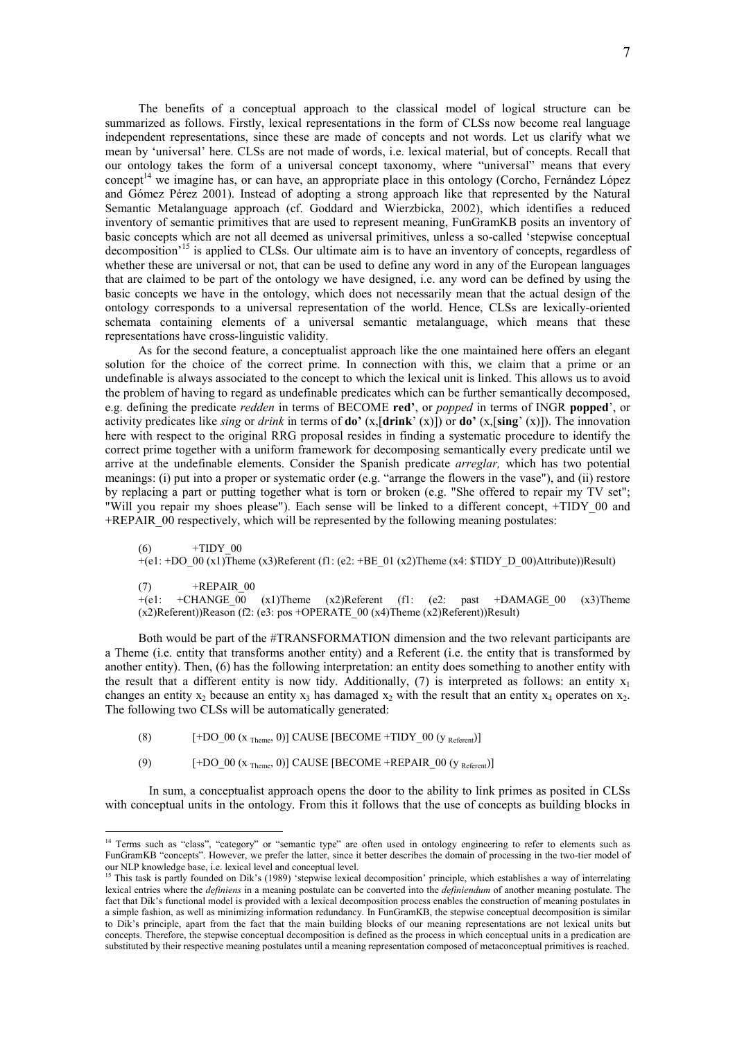The benefits of a conceptual approach to the classical model of logical structure can be summarized as follows. Firstly, lexical representations in the form of CLSs now become real language independent representations, since these are made of concepts and not words. Let us clarify what we mean by 'universal' here. CLSs are not made of words, i.e. lexical material, but of concepts. Recall that our ontology takes the form of a universal concept taxonomy, where "universal" means that every concept[14] we imagine has, or can have, an appropriate place in this ontology (Corcho, Fernández López and Gómez Pérez 2001). Instead of adopting a strong approach like that represented by the Natural Semantic Metalanguage approach (cf. Goddard and Wierzbicka, 2002), which identifies a reduced inventory of semantic primitives that are used to represent meaning, FunGramKB posits an inventory of basic concepts which are not all deemed as universal primitives, unless a so-called 'stepwise conceptual decomposition'[15] is applied to CLSs. Our ultimate aim is to have an inventory of concepts, regardless of whether these are universal or not, that can be used to define any word in any of the European languages that are claimed to be part of the ontology we have designed, i.e. any word can be defined by using the basic concepts we have in the ontology, which does not necessarily mean that the actual design of the ontology corresponds to a universal representation of the world. Hence, CLSs are lexically-oriented schemata containing elements of a universal semantic metalanguage, which means that these representations have cross-linguistic validity.

As for the second feature, a conceptualist approach like the one maintained here offers an elegant solution for the choice of the correct prime. In connection with this, we claim that a prime or an undefinable is always associated to the concept to which the lexical unit is linked. This allows us to avoid the problem of having to regard as undefinable predicates which can be further semantically decomposed, e.g. defining the predicate *redden* in terms of BECOME **red'**, or *popped* in terms of INGR **popped**', or activity predicates like *sing* or *drink* in terms of **do'** (x,[**drink**' (x)]) or **do'** (x,[**sing**' (x)]). The innovation here with respect to the original RRG proposal resides in finding a systematic procedure to identify the correct prime together with a uniform framework for decomposing semantically every predicate until we arrive at the undefinable elements. Consider the Spanish predicate *arreglar,* which has two potential meanings: (i) put into a proper or systematic order (e.g. "arrange the flowers in the vase"), and (ii) restore by replacing a part or putting together what is torn or broken (e.g. "She offered to repair my TV set"; "Will you repair my shoes please"). Each sense will be linked to a different concept, +TIDY_00 and +REPAIR_00 respectively, which will be represented by the following meaning postulates:

(6) +TIDY_00
+(e1: +DO_00 (x1)Theme (x3)Referent (f1: (e2: +BE_01 (x2)Theme (x4: $TIDY_D_00)Attribute))Result)

(7) +REPAIR_00
+(e1: +CHANGE_00 (x1)Theme (x2)Referent (f1: (e2: past +DAMAGE_00 (x3)Theme (x2)Referent))Reason (f2: (e3: pos +OPERATE_00 (x4)Theme (x2)Referent))Result)

Both would be part of the #TRANSFORMATION dimension and the two relevant participants are a Theme (i.e. entity that transforms another entity) and a Referent (i.e. the entity that is transformed by another entity). Then, (6) has the following interpretation: an entity does something to another entity with the result that a different entity is now tidy. Additionally, (7) is interpreted as follows: an entity $x_1$ changes an entity $x_2$ because an entity $x_3$ has damaged $x_2$ with the result that an entity $x_4$ operates on $x_2$. The following two CLSs will be automatically generated:

(8) [+DO_00 ($x_{Theme}$, 0)] CAUSE [BECOME +TIDY_00 ($y_{Referent}$)]

(9) [+DO_00 ($x_{Theme}$, 0)] CAUSE [BECOME +REPAIR_00 ($y_{Referent}$)]

In sum, a conceptualist approach opens the door to the ability to link primes as posited in CLSs with conceptual units in the ontology. From this it follows that the use of concepts as building blocks in

---

[14] Terms such as "class", "category" or "semantic type" are often used in ontology engineering to refer to elements such as FunGramKB "concepts". However, we prefer the latter, since it better describes the domain of processing in the two-tier model of our NLP knowledge base, i.e. lexical level and conceptual level.

[15] This task is partly founded on Dik's (1989) 'stepwise lexical decomposition' principle, which establishes a way of interrelating lexical entries where the *definiens* in a meaning postulate can be converted into the *definiendum* of another meaning postulate. The fact that Dik's functional model is provided with a lexical decomposition process enables the construction of meaning postulates in a simple fashion, as well as minimizing information redundancy. In FunGramKB, the stepwise conceptual decomposition is similar to Dik's principle, apart from the fact that the main building blocks of our meaning representations are not lexical units but concepts. Therefore, the stepwise conceptual decomposition is defined as the process in which conceptual units in a predication are substituted by their respective meaning postulates until a meaning representation composed of metaconceptual primitives is reached.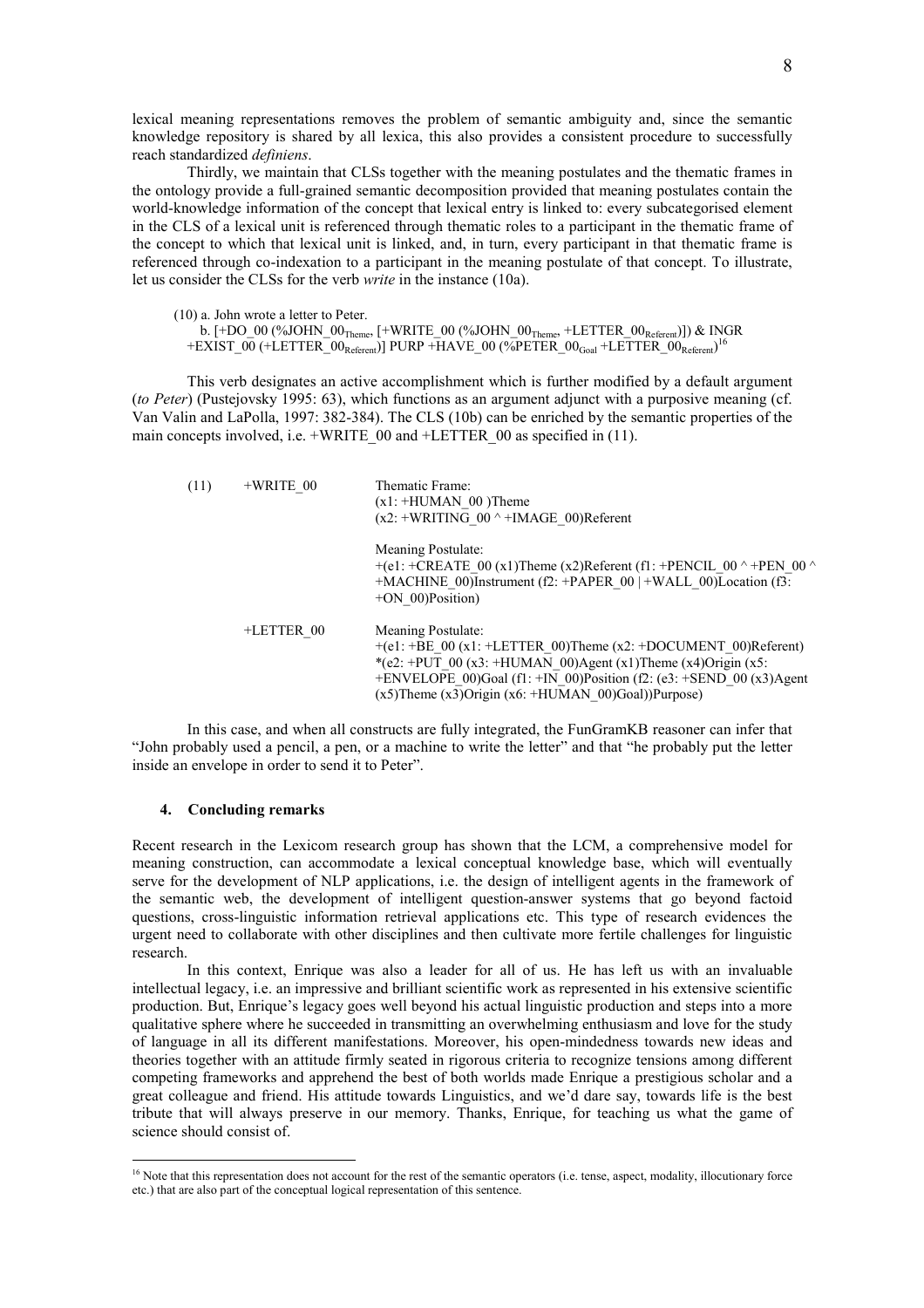lexical meaning representations removes the problem of semantic ambiguity and, since the semantic knowledge repository is shared by all lexica, this also provides a consistent procedure to successfully reach standardized *definiens*.

Thirdly, we maintain that CLSs together with the meaning postulates and the thematic frames in the ontology provide a full-grained semantic decomposition provided that meaning postulates contain the world-knowledge information of the concept that lexical entry is linked to: every subcategorised element in the CLS of a lexical unit is referenced through thematic roles to a participant in the thematic frame of the concept to which that lexical unit is linked, and, in turn, every participant in that thematic frame is referenced through co-indexation to a participant in the meaning postulate of that concept. To illustrate, let us consider the CLSs for the verb *write* in the instance (10a).

(10) a. John wrote a letter to Peter.

b. [+DO_00 (%JOHN_00$_{Theme}$, [+WRITE_00 (%JOHN_00$_{Theme}$, +LETTER_00$_{Referent}$)]) & INGR +EXIST_00 (+LETTER_00$_{Referent}$)] PURP +HAVE_00 (%PETER_00$_{Goal}$ +LETTER_00$_{Referent}$)[16]

This verb designates an active accomplishment which is further modified by a default argument (*to Peter*) (Pustejovsky 1995: 63), which functions as an argument adjunct with a purposive meaning (cf. Van Valin and LaPolla, 1997: 382-384). The CLS (10b) can be enriched by the semantic properties of the main concepts involved, i.e. +WRITE_00 and +LETTER_00 as specified in (11).

(11) +WRITE_00

Thematic Frame:
(x1: +HUMAN_00 )Theme
(x2: +WRITING_00 ^ +IMAGE_00)Referent

Meaning Postulate:
+(e1: +CREATE_00 (x1)Theme (x2)Referent (f1: +PENCIL_00 ^ +PEN_00 ^ +MACHINE_00)Instrument (f2: +PAPER_00 | +WALL_00)Location (f3: +ON_00)Position)

+LETTER_00

Meaning Postulate:
+(e1: +BE_00 (x1: +LETTER_00)Theme (x2: +DOCUMENT_00)Referent)
*(e2: +PUT_00 (x3: +HUMAN_00)Agent (x1)Theme (x4)Origin (x5: +ENVELOPE_00)Goal (f1: +IN_00)Position (f2: (e3: +SEND_00 (x3)Agent (x5)Theme (x3)Origin (x6: +HUMAN_00)Goal))Purpose)

In this case, and when all constructs are fully integrated, the FunGramKB reasoner can infer that "John probably used a pencil, a pen, or a machine to write the letter" and that "he probably put the letter inside an envelope in order to send it to Peter".

## 4. Concluding remarks

Recent research in the Lexicom research group has shown that the LCM, a comprehensive model for meaning construction, can accommodate a lexical conceptual knowledge base, which will eventually serve for the development of NLP applications, i.e. the design of intelligent agents in the framework of the semantic web, the development of intelligent question-answer systems that go beyond factoid questions, cross-linguistic information retrieval applications etc. This type of research evidences the urgent need to collaborate with other disciplines and then cultivate more fertile challenges for linguistic research.

In this context, Enrique was also a leader for all of us. He has left us with an invaluable intellectual legacy, i.e. an impressive and brilliant scientific work as represented in his extensive scientific production. But, Enrique's legacy goes well beyond his actual linguistic production and steps into a more qualitative sphere where he succeeded in transmitting an overwhelming enthusiasm and love for the study of language in all its different manifestations. Moreover, his open-mindedness towards new ideas and theories together with an attitude firmly seated in rigorous criteria to recognize tensions among different competing frameworks and apprehend the best of both worlds made Enrique a prestigious scholar and a great colleague and friend. His attitude towards Linguistics, and we'd dare say, towards life is the best tribute that will always preserve in our memory. Thanks, Enrique, for teaching us what the game of science should consist of.

[16] Note that this representation does not account for the rest of the semantic operators (i.e. tense, aspect, modality, illocutionary force etc.) that are also part of the conceptual logical representation of this sentence.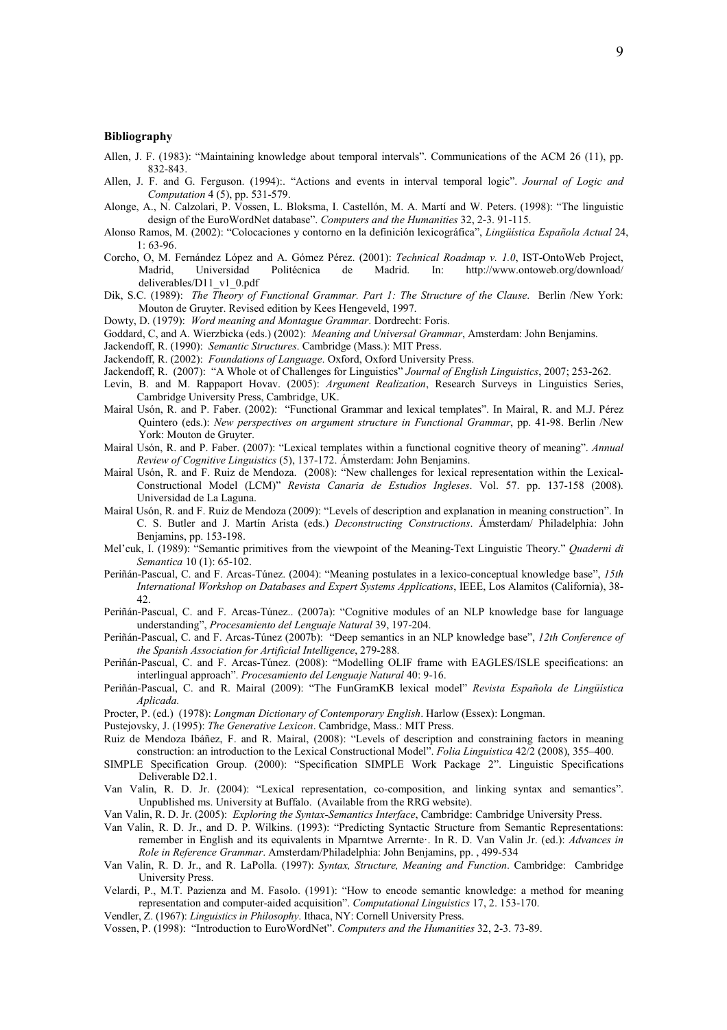### Bibliography

Allen, J. F. (1983): "Maintaining knowledge about temporal intervals". Communications of the ACM 26 (11), pp. 832-843.

Allen, J. F. and G. Ferguson. (1994):. "Actions and events in interval temporal logic". *Journal of Logic and Computation* 4 (5), pp. 531-579.

Alonge, A., N. Calzolari, P. Vossen, L. Bloksma, I. Castellón, M. A. Martí and W. Peters. (1998): "The linguistic design of the EuroWordNet database". *Computers and the Humanities* 32, 2-3. 91-115.

Alonso Ramos, M. (2002): "Colocaciones y contorno en la definición lexicográfica", *Lingüística Española Actual* 24, 1: 63-96.

Corcho, O, M. Fernández López and A. Gómez Pérez. (2001): *Technical Roadmap v. 1.0*, IST-OntoWeb Project, Madrid, Universidad Politécnica de Madrid. In: http://www.ontoweb.org/download/deliverables/D11_v1_0.pdf

Dik, S.C. (1989): *The Theory of Functional Grammar. Part 1: The Structure of the Clause*. Berlin /New York: Mouton de Gruyter. Revised edition by Kees Hengeveld, 1997.

Dowty, D. (1979): *Word meaning and Montague Grammar*. Dordrecht: Foris.

Goddard, C, and A. Wierzbicka (eds.) (2002): *Meaning and Universal Grammar*, Amsterdam: John Benjamins.

Jackendoff, R. (1990): *Semantic Structures*. Cambridge (Mass.): MIT Press.

Jackendoff, R. (2002): *Foundations of Language*. Oxford, Oxford University Press.

Jackendoff, R. (2007): "A Whole ot of Challenges for Linguistics" *Journal of English Linguistics*, 2007; 253-262.

Levin, B. and M. Rappaport Hovav. (2005): *Argument Realization*, Research Surveys in Linguistics Series, Cambridge University Press, Cambridge, UK.

Mairal Usón, R. and P. Faber. (2002): "Functional Grammar and lexical templates". In Mairal, R. and M.J. Pérez Quintero (eds.): *New perspectives on argument structure in Functional Grammar*, pp. 41-98. Berlin /New York: Mouton de Gruyter.

Mairal Usón, R. and P. Faber. (2007): "Lexical templates within a functional cognitive theory of meaning". *Annual Review of Cognitive Linguistics* (5), 137-172. Ámsterdam: John Benjamins.

Mairal Usón, R. and F. Ruiz de Mendoza. (2008): "New challenges for lexical representation within the Lexical-Constructional Model (LCM)" *Revista Canaria de Estudios Ingleses*. Vol. 57. pp. 137-158 (2008). Universidad de La Laguna.

Mairal Usón, R. and F. Ruiz de Mendoza (2009): "Levels of description and explanation in meaning construction". In C. S. Butler and J. Martín Arista (eds.) *Deconstructing Constructions*. Ámsterdam/ Philadelphia: John Benjamins, pp. 153-198.

Mel'cuk, I. (1989): "Semantic primitives from the viewpoint of the Meaning-Text Linguistic Theory." *Quaderni di Semantica* 10 (1): 65-102.

Periñán-Pascual, C. and F. Arcas-Túnez. (2004): "Meaning postulates in a lexico-conceptual knowledge base", *15th International Workshop on Databases and Expert Systems Applications*, IEEE, Los Alamitos (California), 38-42.

Periñán-Pascual, C. and F. Arcas-Túnez.. (2007a): "Cognitive modules of an NLP knowledge base for language understanding", *Procesamiento del Lenguaje Natural* 39, 197-204.

Periñán-Pascual, C. and F. Arcas-Túnez (2007b): "Deep semantics in an NLP knowledge base", *12th Conference of the Spanish Association for Artificial Intelligence*, 279-288.

Periñán-Pascual, C. and F. Arcas-Túnez. (2008): "Modelling OLIF frame with EAGLES/ISLE specifications: an interlingual approach". *Procesamiento del Lenguaje Natural* 40: 9-16.

Periñán-Pascual, C. and R. Mairal (2009): "The FunGramKB lexical model" *Revista Española de Lingüística Aplicada.*

Procter, P. (ed.) (1978): *Longman Dictionary of Contemporary English*. Harlow (Essex): Longman.

Pustejovsky, J. (1995): *The Generative Lexicon*. Cambridge, Mass.: MIT Press.

Ruiz de Mendoza Ibáñez, F. and R. Mairal, (2008): "Levels of description and constraining factors in meaning construction: an introduction to the Lexical Constructional Model". *Folia Linguistica* 42/2 (2008), 355–400.

SIMPLE Specification Group. (2000): "Specification SIMPLE Work Package 2". Linguistic Specifications Deliverable D2.1.

Van Valin, R. D. Jr. (2004): "Lexical representation, co-composition, and linking syntax and semantics". Unpublished ms. University at Buffalo. (Available from the RRG website).

Van Valin, R. D. Jr. (2005): *Exploring the Syntax-Semantics Interface*, Cambridge: Cambridge University Press.

Van Valin, R. D. Jr., and D. P. Wilkins. (1993): "Predicting Syntactic Structure from Semantic Representations: remember in English and its equivalents in Mparntwe Arrernte·. In R. D. Van Valin Jr. (ed.): *Advances in Role in Reference Grammar*. Amsterdam/Philadelphia: John Benjamins, pp. , 499-534

Van Valin, R. D. Jr., and R. LaPolla. (1997): *Syntax, Structure, Meaning and Function*. Cambridge: Cambridge University Press.

Velardi, P., M.T. Pazienza and M. Fasolo. (1991): "How to encode semantic knowledge: a method for meaning representation and computer-aided acquisition". *Computational Linguistics* 17, 2. 153-170.

Vendler, Z. (1967): *Linguistics in Philosophy*. Ithaca, NY: Cornell University Press.

Vossen, P. (1998): "Introduction to EuroWordNet". *Computers and the Humanities* 32, 2-3. 73-89.